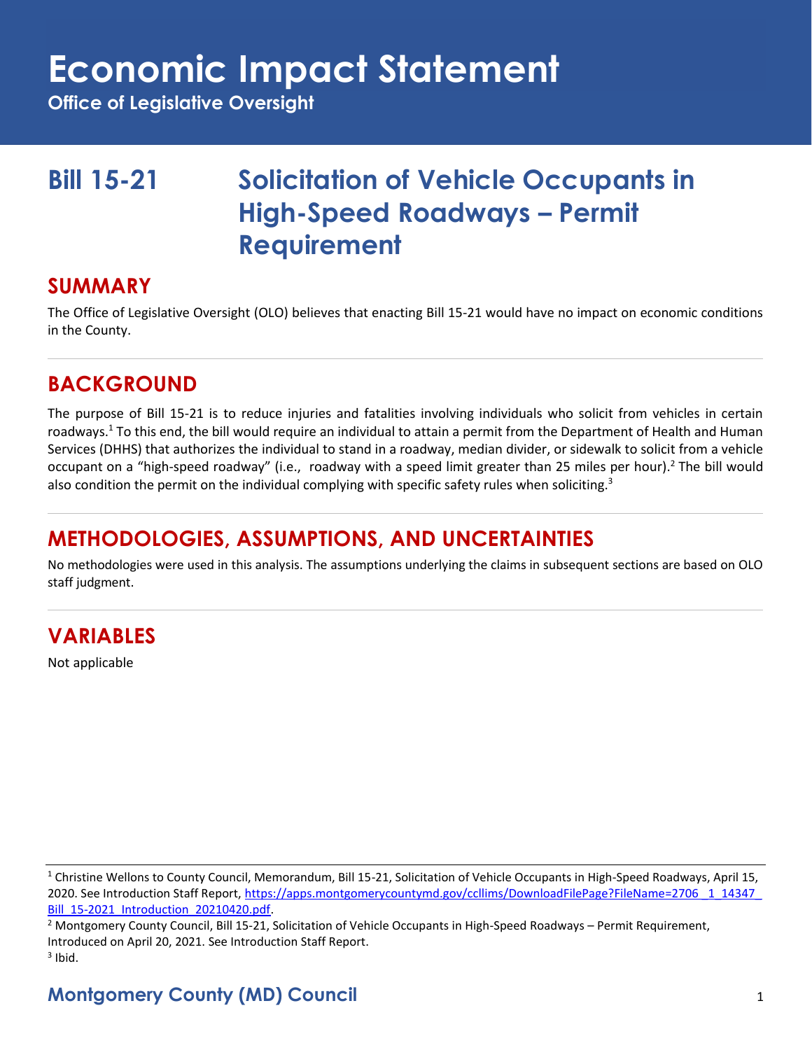# Economic Impact Statement

**Office of Legislative Oversight**

## Bill 15-21 Solicitation of Vehicle Occupants in High-Speed Roadways – Permit Requirement

## SUMMARY

The Office of Legislative Oversight (OLO) believes that enacting Bill 15-21 would have no impact on economic conditions in the County.

## BACKGROUND

The purpose of Bill 15-21 is to reduce injuries and fatalities involving individuals who solicit from vehicles in certain roadways.[1] To this end, the bill would require an individual to attain a permit from the Department of Health and Human Services (DHHS) that authorizes the individual to stand in a roadway, median divider, or sidewalk to solicit from a vehicle occupant on a "high-speed roadway" (i.e., roadway with a speed limit greater than 25 miles per hour).[2] The bill would also condition the permit on the individual complying with specific safety rules when soliciting.[3]

## METHODOLOGIES, ASSUMPTIONS, AND UNCERTAINTIES

No methodologies were used in this analysis. The assumptions underlying the claims in subsequent sections are based on OLO staff judgment.

## VARIABLES

Not applicable

---

[1] Christine Wellons to County Council, Memorandum, Bill 15-21, Solicitation of Vehicle Occupants in High-Speed Roadways, April 15, 2020. See Introduction Staff Report, https://apps.montgomerycountymd.gov/ccllims/DownloadFilePage?FileName=2706_1_14347_Bill_15-2021_Introduction_20210420.pdf.

[2] Montgomery County Council, Bill 15-21, Solicitation of Vehicle Occupants in High-Speed Roadways – Permit Requirement, Introduced on April 20, 2021. See Introduction Staff Report.

[3] Ibid.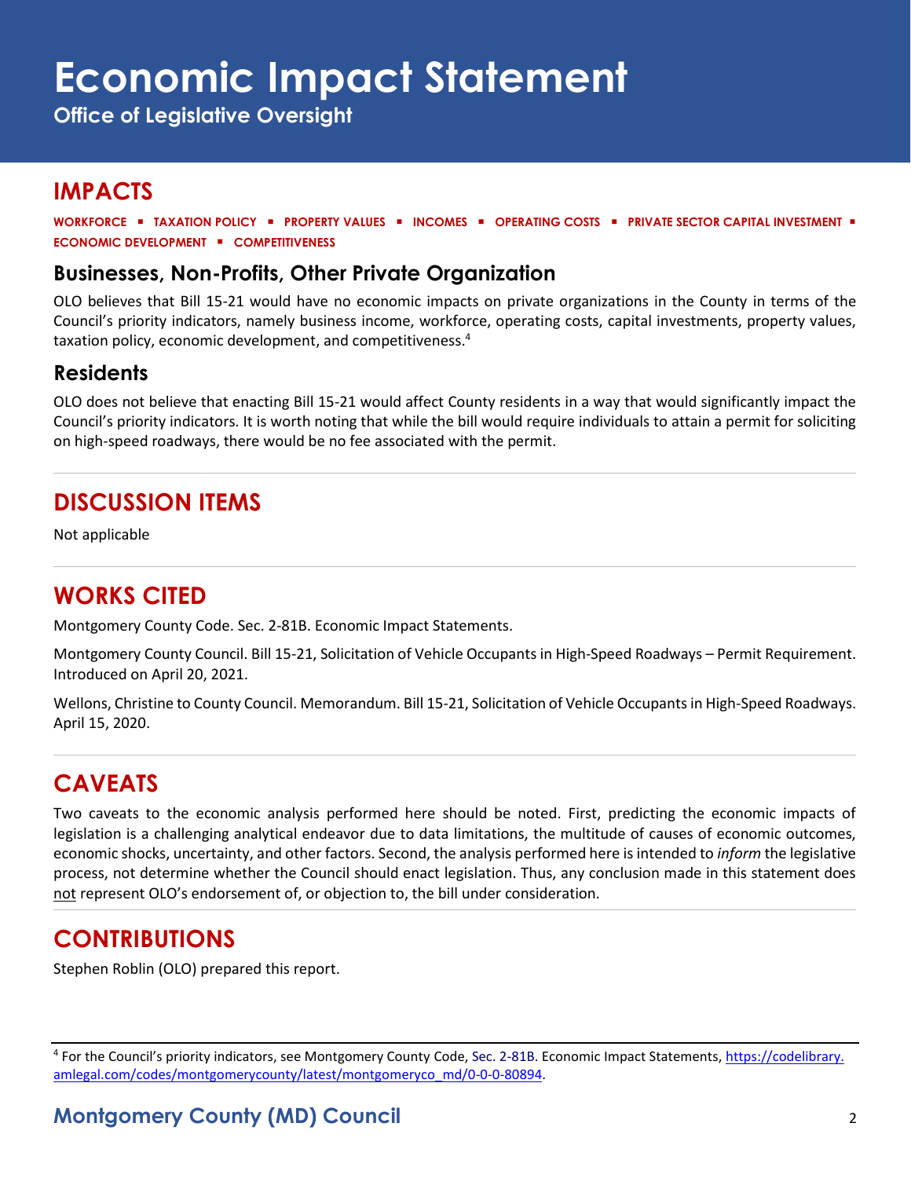# Economic Impact Statement

**Office of Legislative Oversight**

## IMPACTS

**WORKFORCE ▪ TAXATION POLICY ▪ PROPERTY VALUES ▪ INCOMES ▪ OPERATING COSTS ▪ PRIVATE SECTOR CAPITAL INVESTMENT ▪ ECONOMIC DEVELOPMENT ▪ COMPETITIVENESS**

### Businesses, Non-Profits, Other Private Organization

OLO believes that Bill 15-21 would have no economic impacts on private organizations in the County in terms of the Council's priority indicators, namely business income, workforce, operating costs, capital investments, property values, taxation policy, economic development, and competitiveness.[4]

### Residents

OLO does not believe that enacting Bill 15-21 would affect County residents in a way that would significantly impact the Council's priority indicators. It is worth noting that while the bill would require individuals to attain a permit for soliciting on high-speed roadways, there would be no fee associated with the permit.

## DISCUSSION ITEMS

Not applicable

## WORKS CITED

Montgomery County Code. Sec. 2-81B. Economic Impact Statements.

Montgomery County Council. Bill 15-21, Solicitation of Vehicle Occupants in High-Speed Roadways – Permit Requirement. Introduced on April 20, 2021.

Wellons, Christine to County Council. Memorandum. Bill 15-21, Solicitation of Vehicle Occupants in High-Speed Roadways. April 15, 2020.

## CAVEATS

Two caveats to the economic analysis performed here should be noted. First, predicting the economic impacts of legislation is a challenging analytical endeavor due to data limitations, the multitude of causes of economic outcomes, economic shocks, uncertainty, and other factors. Second, the analysis performed here is intended to *inform* the legislative process, not determine whether the Council should enact legislation. Thus, any conclusion made in this statement does not represent OLO's endorsement of, or objection to, the bill under consideration.

## CONTRIBUTIONS

Stephen Roblin (OLO) prepared this report.

---

[4] For the Council's priority indicators, see Montgomery County Code, Sec. 2-81B. Economic Impact Statements, https://codelibrary.amlegal.com/codes/montgomerycounty/latest/montgomeryco_md/0-0-0-80894.